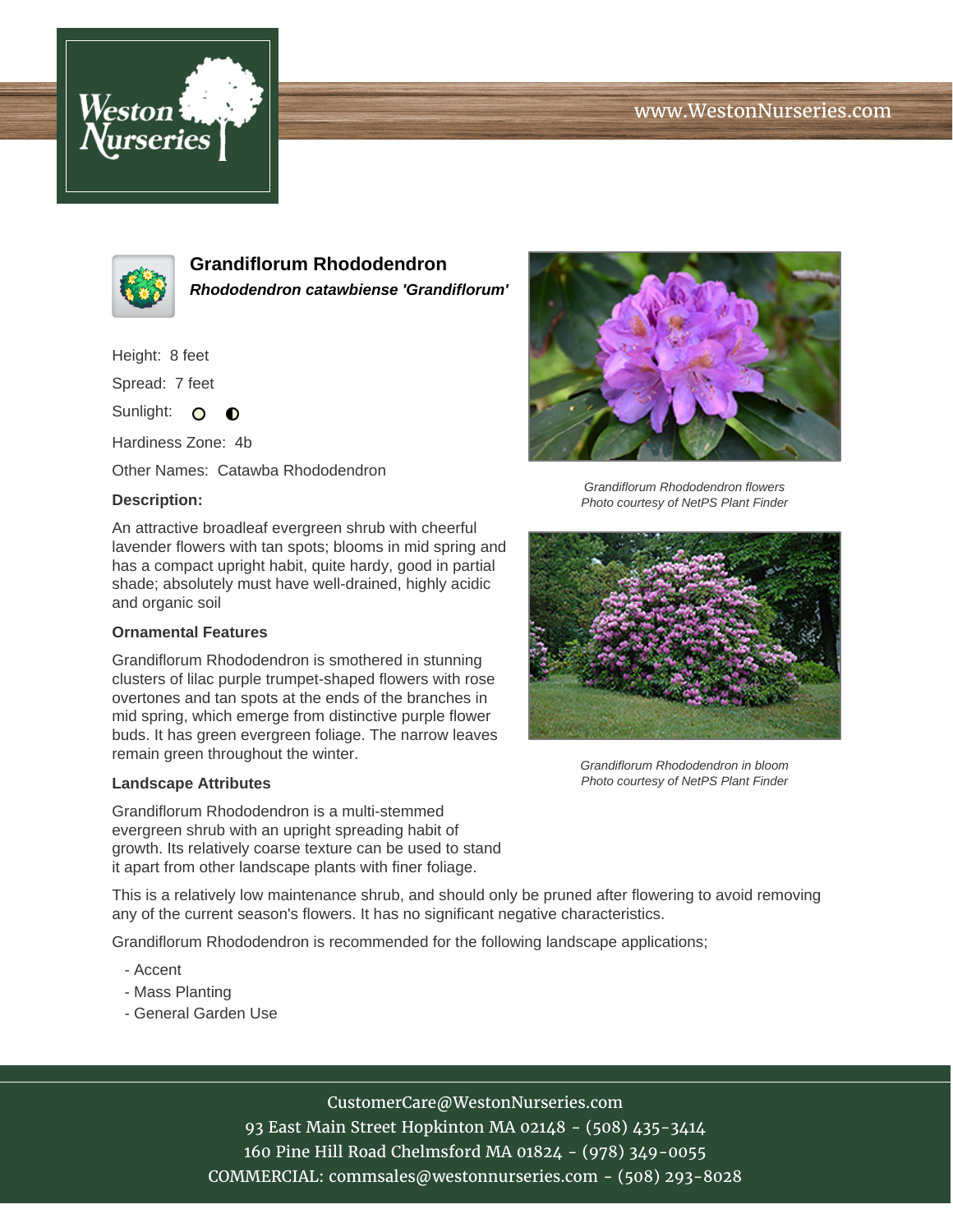Weston Nurseries

www.WestonNurseries.com

# Grandiflorum Rhododendron

***Rhododendron catawbiense 'Grandiflorum'***

Height: 8 feet

Spread: 7 feet

Sunlight:

Hardiness Zone: 4b

Other Names: Catawba Rhododendron

### Description:

An attractive broadleaf evergreen shrub with cheerful lavender flowers with tan spots; blooms in mid spring and has a compact upright habit, quite hardy, good in partial shade; absolutely must have well-drained, highly acidic and organic soil

### Ornamental Features

Grandiflorum Rhododendron is smothered in stunning clusters of lilac purple trumpet-shaped flowers with rose overtones and tan spots at the ends of the branches in mid spring, which emerge from distinctive purple flower buds. It has green evergreen foliage. The narrow leaves remain green throughout the winter.

### Landscape Attributes

Grandiflorum Rhododendron is a multi-stemmed evergreen shrub with an upright spreading habit of growth. Its relatively coarse texture can be used to stand it apart from other landscape plants with finer foliage.

This is a relatively low maintenance shrub, and should only be pruned after flowering to avoid removing any of the current season's flowers. It has no significant negative characteristics.

Grandiflorum Rhododendron is recommended for the following landscape applications;

- Accent
- Mass Planting
- General Garden Use

*Grandiflorum Rhododendron flowers*
*Photo courtesy of NetPS Plant Finder*

*Grandiflorum Rhododendron in bloom*
*Photo courtesy of NetPS Plant Finder*

CustomerCare@WestonNurseries.com
93 East Main Street Hopkinton MA 02148 - (508) 435-3414
160 Pine Hill Road Chelmsford MA 01824 - (978) 349-0055
COMMERCIAL: commsales@westonnurseries.com - (508) 293-8028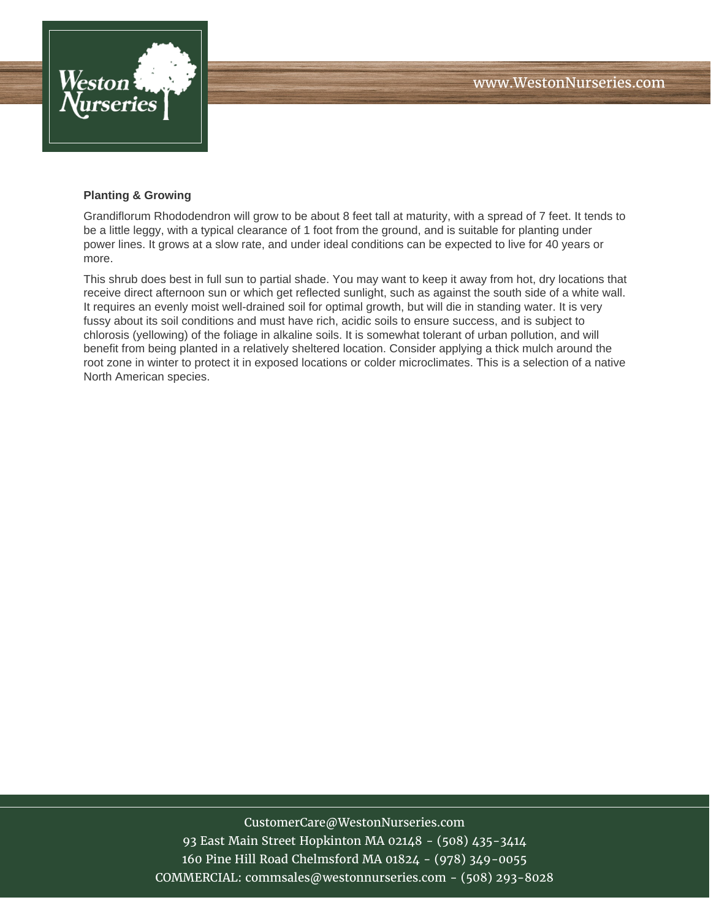### Planting & Growing

Grandiflorum Rhododendron will grow to be about 8 feet tall at maturity, with a spread of 7 feet. It tends to be a little leggy, with a typical clearance of 1 foot from the ground, and is suitable for planting under power lines. It grows at a slow rate, and under ideal conditions can be expected to live for 40 years or more.

This shrub does best in full sun to partial shade. You may want to keep it away from hot, dry locations that receive direct afternoon sun or which get reflected sunlight, such as against the south side of a white wall. It requires an evenly moist well-drained soil for optimal growth, but will die in standing water. It is very fussy about its soil conditions and must have rich, acidic soils to ensure success, and is subject to chlorosis (yellowing) of the foliage in alkaline soils. It is somewhat tolerant of urban pollution, and will benefit from being planted in a relatively sheltered location. Consider applying a thick mulch around the root zone in winter to protect it in exposed locations or colder microclimates. This is a selection of a native North American species.